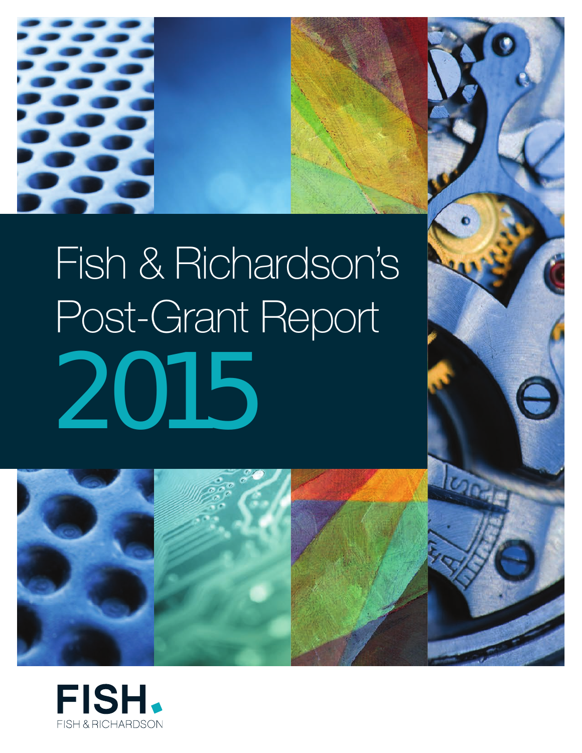# Fish & Richardson's Post-Grant Report 2015

FISH.

FISH & RICHARDSON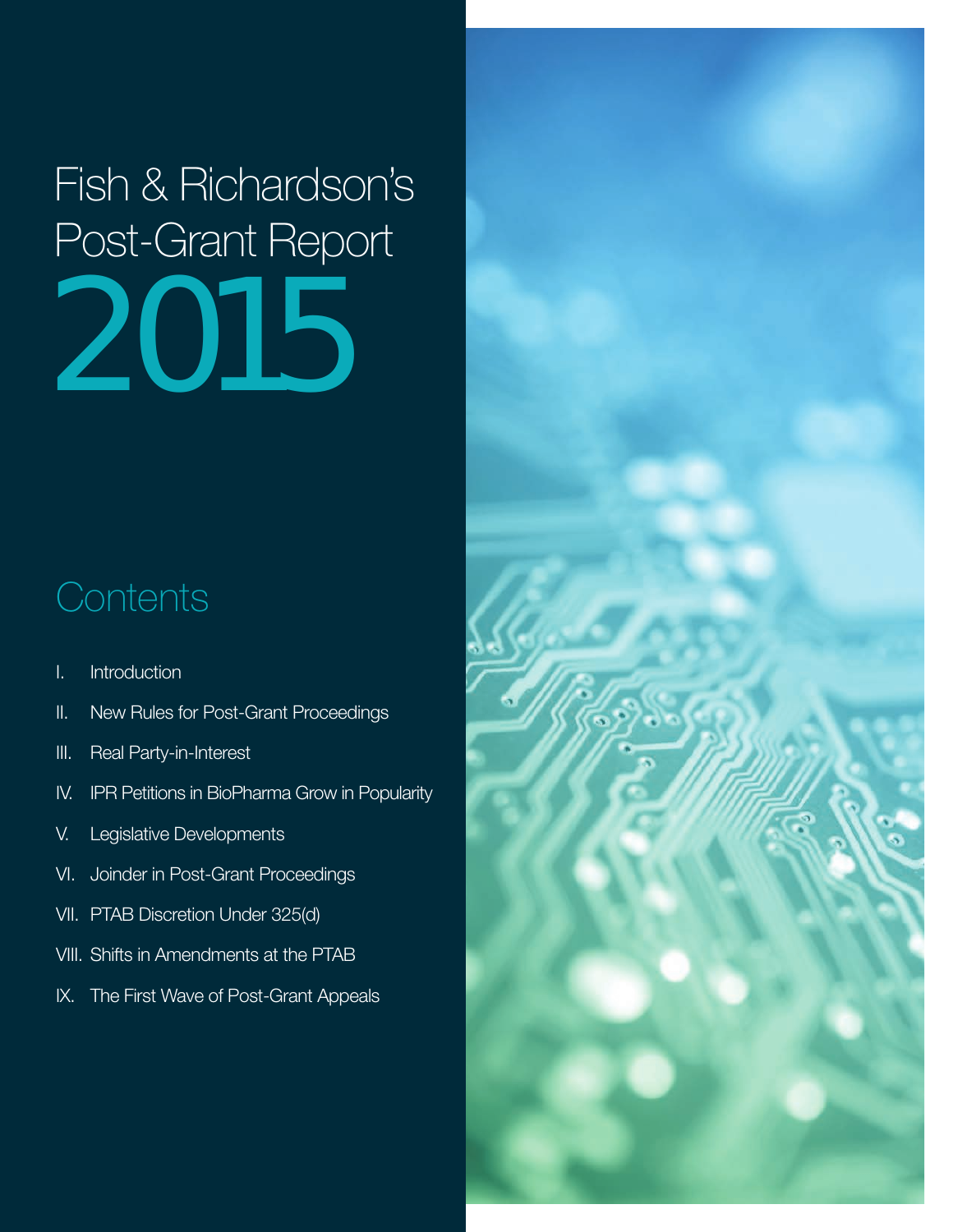# Fish & Richardson's Post-Grant Report 2015

## Contents

I. Introduction

II. New Rules for Post-Grant Proceedings

III. Real Party-in-Interest

IV. IPR Petitions in BioPharma Grow in Popularity

V. Legislative Developments

VI. Joinder in Post-Grant Proceedings

VII. PTAB Discretion Under 325(d)

VIII. Shifts in Amendments at the PTAB

IX. The First Wave of Post-Grant Appeals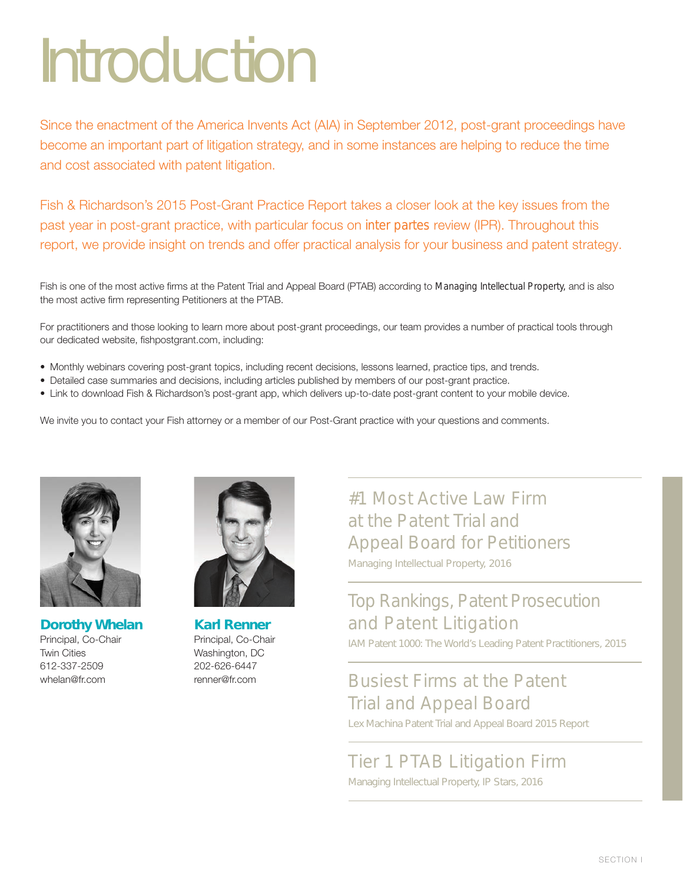# Introduction

Since the enactment of the America Invents Act (AIA) in September 2012, post-grant proceedings have become an important part of litigation strategy, and in some instances are helping to reduce the time and cost associated with patent litigation.

Fish & Richardson's 2015 Post-Grant Practice Report takes a closer look at the key issues from the past year in post-grant practice, with particular focus on *inter partes* review (IPR). Throughout this report, we provide insight on trends and offer practical analysis for your business and patent strategy.

Fish is one of the most active firms at the Patent Trial and Appeal Board (PTAB) according to *Managing Intellectual Property*, and is also the most active firm representing Petitioners at the PTAB.

For practitioners and those looking to learn more about post-grant proceedings, our team provides a number of practical tools through our dedicated website, fishpostgrant.com, including:

- Monthly webinars covering post-grant topics, including recent decisions, lessons learned, practice tips, and trends.
- Detailed case summaries and decisions, including articles published by members of our post-grant practice.
- Link to download Fish & Richardson's post-grant app, which delivers up-to-date post-grant content to your mobile device.

We invite you to contact your Fish attorney or a member of our Post-Grant practice with your questions and comments.

**Dorothy Whelan**
Principal, Co-Chair
Twin Cities
612-337-2509
whelan@fr.com

**Karl Renner**
Principal, Co-Chair
Washington, DC
202-626-6447
renner@fr.com

## #1 Most Active Law Firm at the Patent Trial and Appeal Board for Petitioners

Managing Intellectual Property, 2016

## Top Rankings, Patent Prosecution and Patent Litigation

IAM Patent 1000: The World's Leading Patent Practitioners, 2015

## Busiest Firms at the Patent Trial and Appeal Board

Lex Machina Patent Trial and Appeal Board 2015 Report

## Tier 1 PTAB Litigation Firm

Managing Intellectual Property, IP Stars, 2016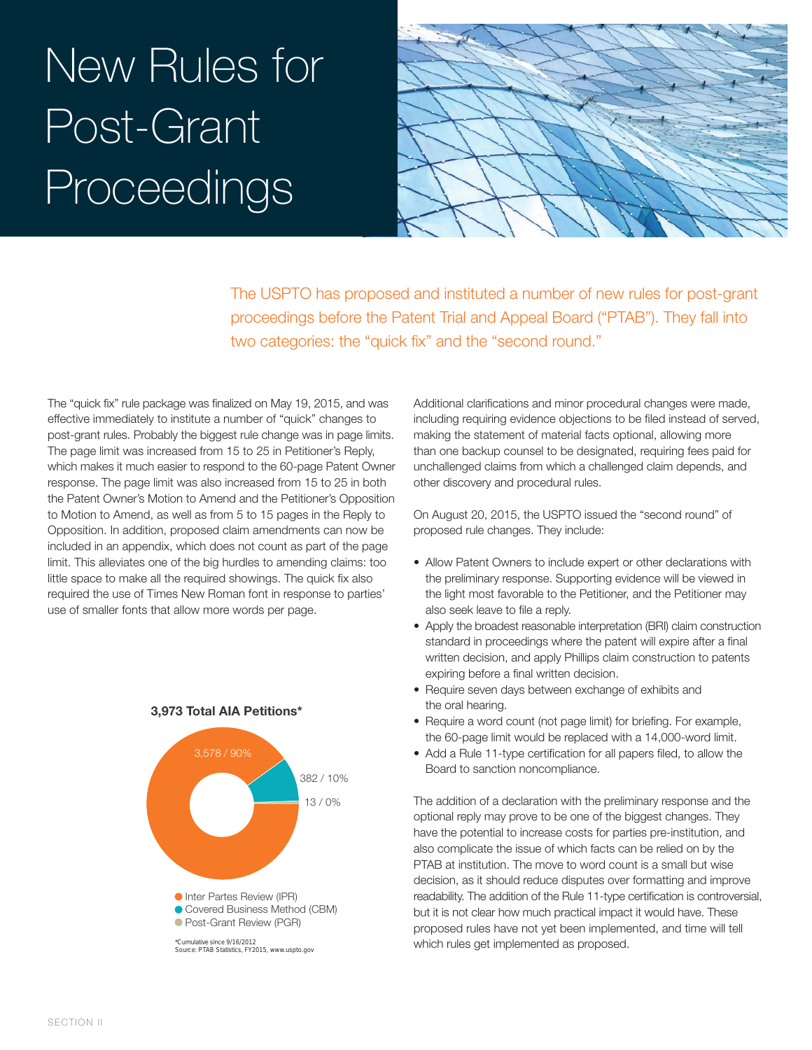# New Rules for Post-Grant Proceedings

The USPTO has proposed and instituted a number of new rules for post-grant proceedings before the Patent Trial and Appeal Board ("PTAB"). They fall into two categories: the "quick fix" and the "second round."

The "quick fix" rule package was finalized on May 19, 2015, and was effective immediately to institute a number of "quick" changes to post-grant rules. Probably the biggest rule change was in page limits. The page limit was increased from 15 to 25 in Petitioner's Reply, which makes it much easier to respond to the 60-page Patent Owner response. The page limit was also increased from 15 to 25 in both the Patent Owner's Motion to Amend and the Petitioner's Opposition to Motion to Amend, as well as from 5 to 15 pages in the Reply to Opposition. In addition, proposed claim amendments can now be included in an appendix, which does not count as part of the page limit. This alleviates one of the big hurdles to amending claims: too little space to make all the required showings. The quick fix also required the use of Times New Roman font in response to parties' use of smaller fonts that allow more words per page.

**3,973 Total AIA Petitions***

- Inter Partes Review (IPR): 3,578 / 90%
- Covered Business Method (CBM): 382 / 10%
- Post-Grant Review (PGR): 13 / 0%

*Cumulative since 9/16/2012
Source: PTAB Statistics, FY2015, www.uspto.gov

Additional clarifications and minor procedural changes were made, including requiring evidence objections to be filed instead of served, making the statement of material facts optional, allowing more than one backup counsel to be designated, requiring fees paid for unchallenged claims from which a challenged claim depends, and other discovery and procedural rules.

On August 20, 2015, the USPTO issued the "second round" of proposed rule changes. They include:

- Allow Patent Owners to include expert or other declarations with the preliminary response. Supporting evidence will be viewed in the light most favorable to the Petitioner, and the Petitioner may also seek leave to file a reply.
- Apply the broadest reasonable interpretation (BRI) claim construction standard in proceedings where the patent will expire after a final written decision, and apply Phillips claim construction to patents expiring before a final written decision.
- Require seven days between exchange of exhibits and the oral hearing.
- Require a word count (not page limit) for briefing. For example, the 60-page limit would be replaced with a 14,000-word limit.
- Add a Rule 11-type certification for all papers filed, to allow the Board to sanction noncompliance.

The addition of a declaration with the preliminary response and the optional reply may prove to be one of the biggest changes. They have the potential to increase costs for parties pre-institution, and also complicate the issue of which facts can be relied on by the PTAB at institution. The move to word count is a small but wise decision, as it should reduce disputes over formatting and improve readability. The addition of the Rule 11-type certification is controversial, but it is not clear how much practical impact it would have. These proposed rules have not yet been implemented, and time will tell which rules get implemented as proposed.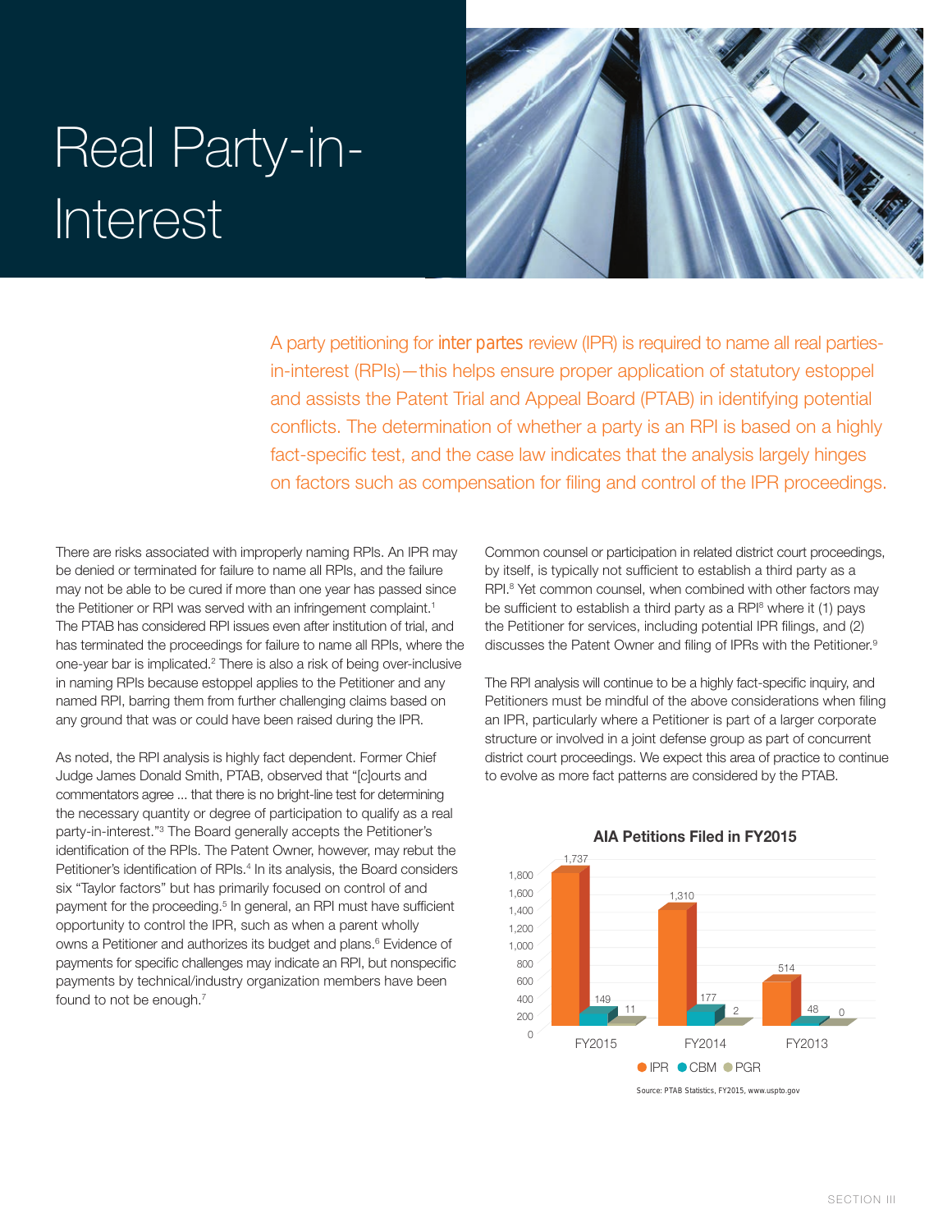# Real Party-in-Interest

A party petitioning for inter partes review (IPR) is required to name all real parties-in-interest (RPIs)—this helps ensure proper application of statutory estoppel and assists the Patent Trial and Appeal Board (PTAB) in identifying potential conflicts. The determination of whether a party is an RPI is based on a highly fact-specific test, and the case law indicates that the analysis largely hinges on factors such as compensation for filing and control of the IPR proceedings.

There are risks associated with improperly naming RPIs. An IPR may be denied or terminated for failure to name all RPIs, and the failure may not be able to be cured if more than one year has passed since the Petitioner or RPI was served with an infringement complaint.[1] The PTAB has considered RPI issues even after institution of trial, and has terminated the proceedings for failure to name all RPIs, where the one-year bar is implicated.[2] There is also a risk of being over-inclusive in naming RPIs because estoppel applies to the Petitioner and any named RPI, barring them from further challenging claims based on any ground that was or could have been raised during the IPR.

As noted, the RPI analysis is highly fact dependent. Former Chief Judge James Donald Smith, PTAB, observed that "[c]ourts and commentators agree ... that there is no bright-line test for determining the necessary quantity or degree of participation to qualify as a real party-in-interest."[3] The Board generally accepts the Petitioner's identification of the RPIs. The Patent Owner, however, may rebut the Petitioner's identification of RPIs.[4] In its analysis, the Board considers six "Taylor factors" but has primarily focused on control of and payment for the proceeding.[5] In general, an RPI must have sufficient opportunity to control the IPR, such as when a parent wholly owns a Petitioner and authorizes its budget and plans.[6] Evidence of payments for specific challenges may indicate an RPI, but nonspecific payments by technical/industry organization members have been found to not be enough.[7]

Common counsel or participation in related district court proceedings, by itself, is typically not sufficient to establish a third party as a RPI.[8] Yet common counsel, when combined with other factors may be sufficient to establish a third party as a RPI[8] where it (1) pays the Petitioner for services, including potential IPR filings, and (2) discusses the Patent Owner and filing of IPRs with the Petitioner.[9]

The RPI analysis will continue to be a highly fact-specific inquiry, and Petitioners must be mindful of the above considerations when filing an IPR, particularly where a Petitioner is part of a larger corporate structure or involved in a joint defense group as part of concurrent district court proceedings. We expect this area of practice to continue to evolve as more fact patterns are considered by the PTAB.

**AIA Petitions Filed in FY2015**

| | IPR | CBM | PGR |
|---|---|---|---|
| FY2015 | 1,737 | 149 | 11 |
| FY2014 | 1,310 | 177 | 2 |
| FY2013 | 514 | 48 | 0 |

Source: PTAB Statistics, FY2015, www.uspto.gov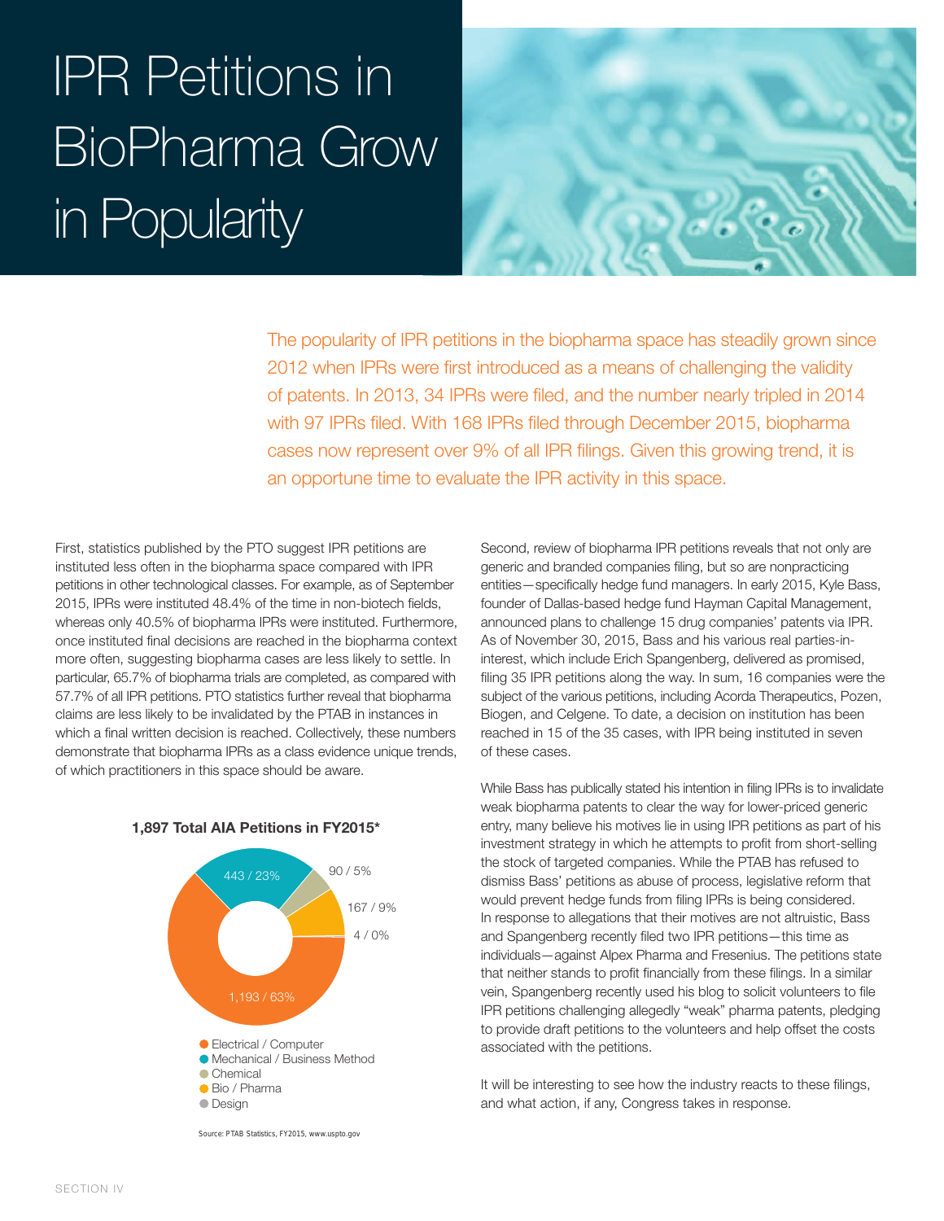# IPR Petitions in BioPharma Grow in Popularity

The popularity of IPR petitions in the biopharma space has steadily grown since 2012 when IPRs were first introduced as a means of challenging the validity of patents. In 2013, 34 IPRs were filed, and the number nearly tripled in 2014 with 97 IPRs filed. With 168 IPRs filed through December 2015, biopharma cases now represent over 9% of all IPR filings. Given this growing trend, it is an opportune time to evaluate the IPR activity in this space.

First, statistics published by the PTO suggest IPR petitions are instituted less often in the biopharma space compared with IPR petitions in other technological classes. For example, as of September 2015, IPRs were instituted 48.4% of the time in non-biotech fields, whereas only 40.5% of biopharma IPRs were instituted. Furthermore, once instituted final decisions are reached in the biopharma context more often, suggesting biopharma cases are less likely to settle. In particular, 65.7% of biopharma trials are completed, as compared with 57.7% of all IPR petitions. PTO statistics further reveal that biopharma claims are less likely to be invalidated by the PTAB in instances in which a final written decision is reached. Collectively, these numbers demonstrate that biopharma IPRs as a class evidence unique trends, of which practitioners in this space should be aware.

**1,897 Total AIA Petitions in FY2015***

| Category | Petitions / Share |
| --- | --- |
| Electrical / Computer | 1,193 / 63% |
| Mechanical / Business Method | 443 / 23% |
| Chemical | 90 / 5% |
| Bio / Pharma | 167 / 9% |
| Design | 4 / 0% |

Source: PTAB Statistics, FY2015, www.uspto.gov

Second, review of biopharma IPR petitions reveals that not only are generic and branded companies filing, but so are nonpracticing entities—specifically hedge fund managers. In early 2015, Kyle Bass, founder of Dallas-based hedge fund Hayman Capital Management, announced plans to challenge 15 drug companies' patents via IPR. As of November 30, 2015, Bass and his various real parties-in-interest, which include Erich Spangenberg, delivered as promised, filing 35 IPR petitions along the way. In sum, 16 companies were the subject of the various petitions, including Acorda Therapeutics, Pozen, Biogen, and Celgene. To date, a decision on institution has been reached in 15 of the 35 cases, with IPR being instituted in seven of these cases.

While Bass has publically stated his intention in filing IPRs is to invalidate weak biopharma patents to clear the way for lower-priced generic entry, many believe his motives lie in using IPR petitions as part of his investment strategy in which he attempts to profit from short-selling the stock of targeted companies. While the PTAB has refused to dismiss Bass' petitions as abuse of process, legislative reform that would prevent hedge funds from filing IPRs is being considered. In response to allegations that their motives are not altruistic, Bass and Spangenberg recently filed two IPR petitions—this time as individuals—against Alpex Pharma and Fresenius. The petitions state that neither stands to profit financially from these filings. In a similar vein, Spangenberg recently used his blog to solicit volunteers to file IPR petitions challenging allegedly "weak" pharma patents, pledging to provide draft petitions to the volunteers and help offset the costs associated with the petitions.

It will be interesting to see how the industry reacts to these filings, and what action, if any, Congress takes in response.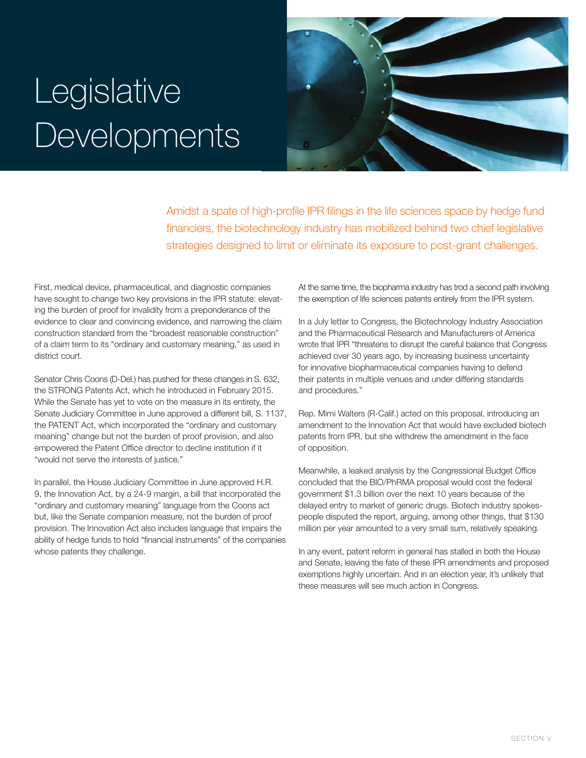# Legislative Developments

Amidst a spate of high-profile IPR filings in the life sciences space by hedge fund financiers, the biotechnology industry has mobilized behind two chief legislative strategies designed to limit or eliminate its exposure to post-grant challenges.

First, medical device, pharmaceutical, and diagnostic companies have sought to change two key provisions in the IPR statute: elevating the burden of proof for invalidity from a preponderance of the evidence to clear and convincing evidence, and narrowing the claim construction standard from the "broadest reasonable construction" of a claim term to its "ordinary and customary meaning," as used in district court.

Senator Chris Coons (D-Del.) has pushed for these changes in S. 632, the STRONG Patents Act, which he introduced in February 2015. While the Senate has yet to vote on the measure in its entirety, the Senate Judiciary Committee in June approved a different bill, S. 1137, the PATENT Act, which incorporated the "ordinary and customary meaning" change but not the burden of proof provision, and also empowered the Patent Office director to decline institution if it "would not serve the interests of justice."

In parallel, the House Judiciary Committee in June approved H.R. 9, the Innovation Act, by a 24-9 margin, a bill that incorporated the "ordinary and customary meaning" language from the Coons act but, like the Senate companion measure, not the burden of proof provision. The Innovation Act also includes language that impairs the ability of hedge funds to hold "financial instruments" of the companies whose patents they challenge.

At the same time, the biopharma industry has trod a second path involving the exemption of life sciences patents entirely from the IPR system.

In a July letter to Congress, the Biotechnology Industry Association and the Pharmaceutical Research and Manufacturers of America wrote that IPR "threatens to disrupt the careful balance that Congress achieved over 30 years ago, by increasing business uncertainty for innovative biopharmaceutical companies having to defend their patents in multiple venues and under differing standards and procedures."

Rep. Mimi Walters (R-Calif.) acted on this proposal, introducing an amendment to the Innovation Act that would have excluded biotech patents from IPR, but she withdrew the amendment in the face of opposition.

Meanwhile, a leaked analysis by the Congressional Budget Office concluded that the BIO/PhRMA proposal would cost the federal government $1.3 billion over the next 10 years because of the delayed entry to market of generic drugs. Biotech industry spokespeople disputed the report, arguing, among other things, that $130 million per year amounted to a very small sum, relatively speaking.

In any event, patent reform in general has stalled in both the House and Senate, leaving the fate of these IPR amendments and proposed exemptions highly uncertain. And in an election year, it's unlikely that these measures will see much action in Congress.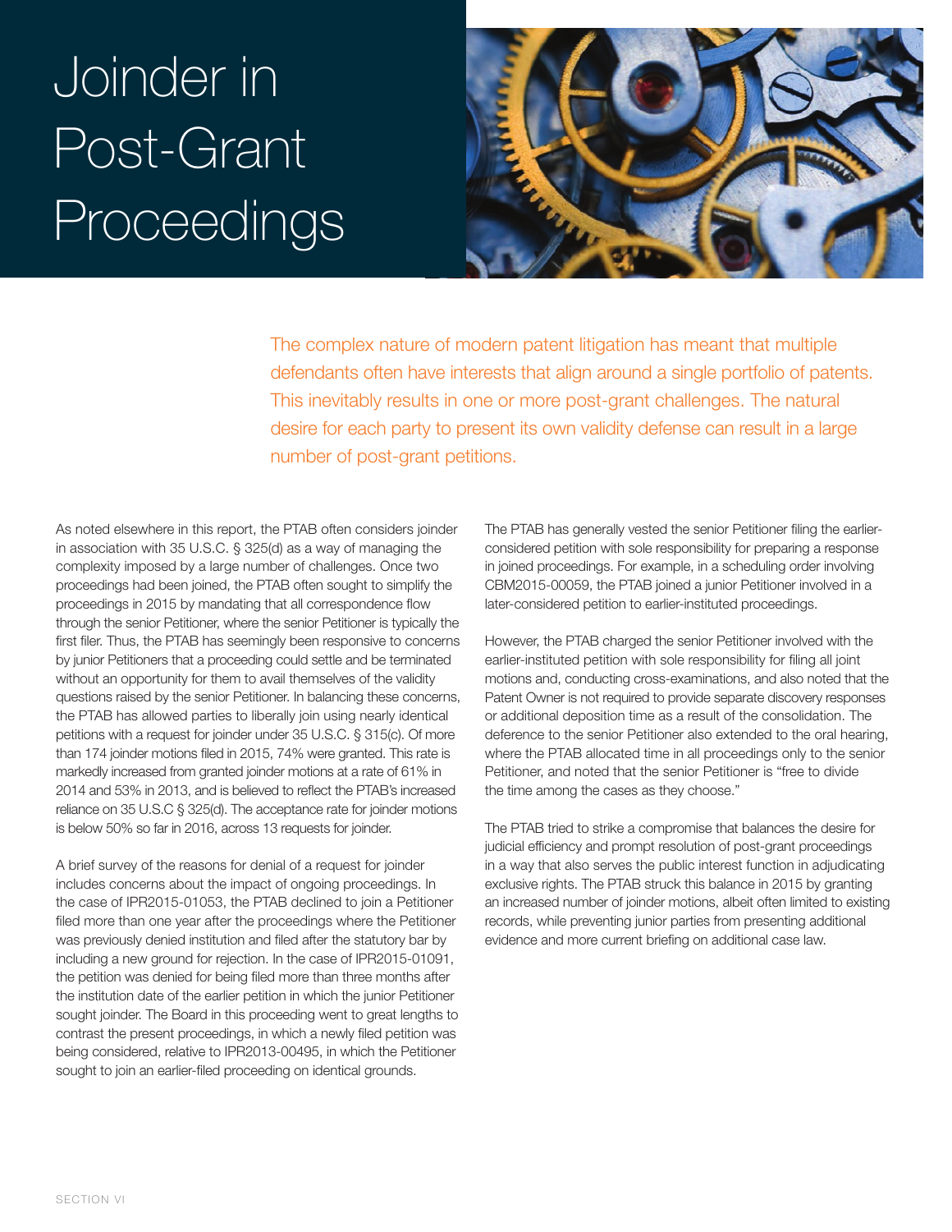# Joinder in Post-Grant Proceedings

The complex nature of modern patent litigation has meant that multiple defendants often have interests that align around a single portfolio of patents. This inevitably results in one or more post-grant challenges. The natural desire for each party to present its own validity defense can result in a large number of post-grant petitions.

As noted elsewhere in this report, the PTAB often considers joinder in association with 35 U.S.C. § 325(d) as a way of managing the complexity imposed by a large number of challenges. Once two proceedings had been joined, the PTAB often sought to simplify the proceedings in 2015 by mandating that all correspondence flow through the senior Petitioner, where the senior Petitioner is typically the first filer. Thus, the PTAB has seemingly been responsive to concerns by junior Petitioners that a proceeding could settle and be terminated without an opportunity for them to avail themselves of the validity questions raised by the senior Petitioner. In balancing these concerns, the PTAB has allowed parties to liberally join using nearly identical petitions with a request for joinder under 35 U.S.C. § 315(c). Of more than 174 joinder motions filed in 2015, 74% were granted. This rate is markedly increased from granted joinder motions at a rate of 61% in 2014 and 53% in 2013, and is believed to reflect the PTAB's increased reliance on 35 U.S.C § 325(d). The acceptance rate for joinder motions is below 50% so far in 2016, across 13 requests for joinder.

A brief survey of the reasons for denial of a request for joinder includes concerns about the impact of ongoing proceedings. In the case of IPR2015-01053, the PTAB declined to join a Petitioner filed more than one year after the proceedings where the Petitioner was previously denied institution and filed after the statutory bar by including a new ground for rejection. In the case of IPR2015-01091, the petition was denied for being filed more than three months after the institution date of the earlier petition in which the junior Petitioner sought joinder. The Board in this proceeding went to great lengths to contrast the present proceedings, in which a newly filed petition was being considered, relative to IPR2013-00495, in which the Petitioner sought to join an earlier-filed proceeding on identical grounds.

The PTAB has generally vested the senior Petitioner filing the earlier-considered petition with sole responsibility for preparing a response in joined proceedings. For example, in a scheduling order involving CBM2015-00059, the PTAB joined a junior Petitioner involved in a later-considered petition to earlier-instituted proceedings.

However, the PTAB charged the senior Petitioner involved with the earlier-instituted petition with sole responsibility for filing all joint motions and, conducting cross-examinations, and also noted that the Patent Owner is not required to provide separate discovery responses or additional deposition time as a result of the consolidation. The deference to the senior Petitioner also extended to the oral hearing, where the PTAB allocated time in all proceedings only to the senior Petitioner, and noted that the senior Petitioner is "free to divide the time among the cases as they choose."

The PTAB tried to strike a compromise that balances the desire for judicial efficiency and prompt resolution of post-grant proceedings in a way that also serves the public interest function in adjudicating exclusive rights. The PTAB struck this balance in 2015 by granting an increased number of joinder motions, albeit often limited to existing records, while preventing junior parties from presenting additional evidence and more current briefing on additional case law.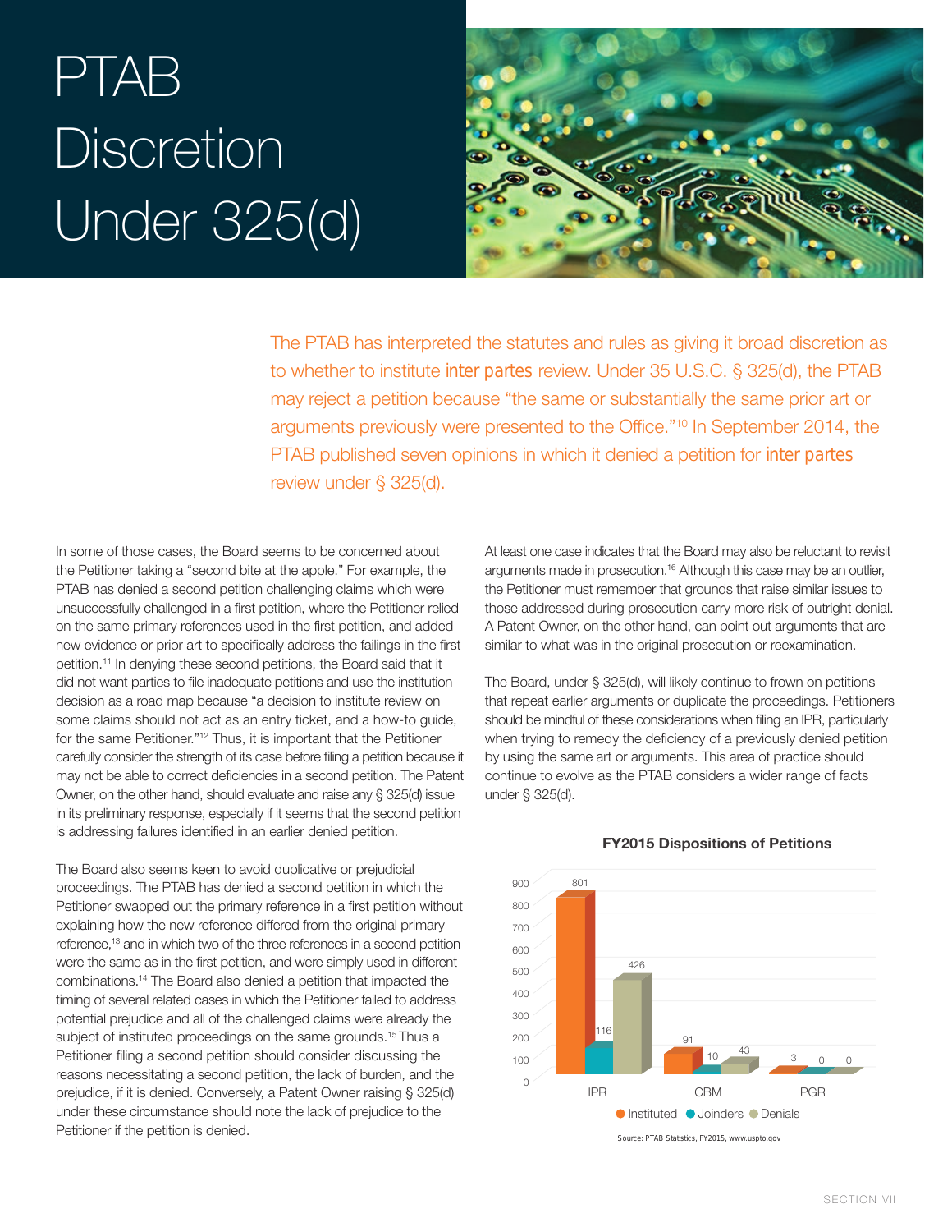# PTAB Discretion Under 325(d)

The PTAB has interpreted the statutes and rules as giving it broad discretion as to whether to institute *inter partes* review. Under 35 U.S.C. § 325(d), the PTAB may reject a petition because "the same or substantially the same prior art or arguments previously were presented to the Office."[10] In September 2014, the PTAB published seven opinions in which it denied a petition for *inter partes* review under § 325(d).

In some of those cases, the Board seems to be concerned about the Petitioner taking a "second bite at the apple." For example, the PTAB has denied a second petition challenging claims which were unsuccessfully challenged in a first petition, where the Petitioner relied on the same primary references used in the first petition, and added new evidence or prior art to specifically address the failings in the first petition.[11] In denying these second petitions, the Board said that it did not want parties to file inadequate petitions and use the institution decision as a road map because "a decision to institute review on some claims should not act as an entry ticket, and a how-to guide, for the same Petitioner."[12] Thus, it is important that the Petitioner carefully consider the strength of its case before filing a petition because it may not be able to correct deficiencies in a second petition. The Patent Owner, on the other hand, should evaluate and raise any § 325(d) issue in its preliminary response, especially if it seems that the second petition is addressing failures identified in an earlier denied petition.

The Board also seems keen to avoid duplicative or prejudicial proceedings. The PTAB has denied a second petition in which the Petitioner swapped out the primary reference in a first petition without explaining how the new reference differed from the original primary reference,[13] and in which two of the three references in a second petition were the same as in the first petition, and were simply used in different combinations.[14] The Board also denied a petition that impacted the timing of several related cases in which the Petitioner failed to address potential prejudice and all of the challenged claims were already the subject of instituted proceedings on the same grounds.[15] Thus a Petitioner filing a second petition should consider discussing the reasons necessitating a second petition, the lack of burden, and the prejudice, if it is denied. Conversely, a Patent Owner raising § 325(d) under these circumstance should note the lack of prejudice to the Petitioner if the petition is denied.

At least one case indicates that the Board may also be reluctant to revisit arguments made in prosecution.[16] Although this case may be an outlier, the Petitioner must remember that grounds that raise similar issues to those addressed during prosecution carry more risk of outright denial. A Patent Owner, on the other hand, can point out arguments that are similar to what was in the original prosecution or reexamination.

The Board, under § 325(d), will likely continue to frown on petitions that repeat earlier arguments or duplicate the proceedings. Petitioners should be mindful of these considerations when filing an IPR, particularly when trying to remedy the deficiency of a previously denied petition by using the same art or arguments. This area of practice should continue to evolve as the PTAB considers a wider range of facts under § 325(d).

**FY2015 Dispositions of Petitions**

| | Instituted | Joinders | Denials |
|---|---|---|---|
| IPR | 801 | 116 | 426 |
| CBM | 91 | 10 | 43 |
| PGR | 3 | 0 | 0 |

Source: PTAB Statistics, FY2015, www.uspto.gov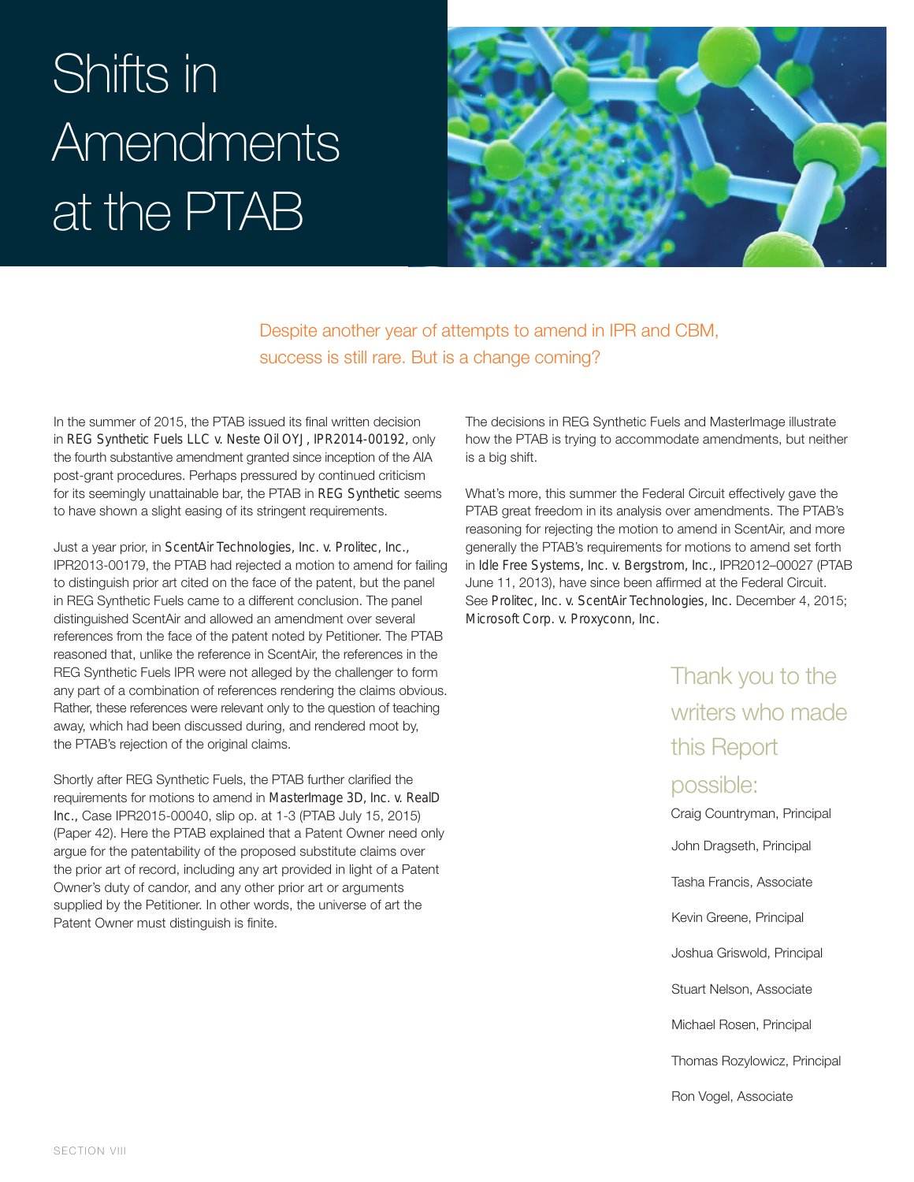# Shifts in Amendments at the PTAB

Despite another year of attempts to amend in IPR and CBM, success is still rare. But is a change coming?

In the summer of 2015, the PTAB issued its final written decision in *REG Synthetic Fuels LLC v. Neste Oil OYJ*, IPR2014-00192, only the fourth substantive amendment granted since inception of the AIA post-grant procedures. Perhaps pressured by continued criticism for its seemingly unattainable bar, the PTAB in *REG Synthetic* seems to have shown a slight easing of its stringent requirements.

Just a year prior, in *ScentAir Technologies, Inc. v. Prolitec, Inc.*, IPR2013-00179, the PTAB had rejected a motion to amend for failing to distinguish prior art cited on the face of the patent, but the panel in REG Synthetic Fuels came to a different conclusion. The panel distinguished ScentAir and allowed an amendment over several references from the face of the patent noted by Petitioner. The PTAB reasoned that, unlike the reference in ScentAir, the references in the REG Synthetic Fuels IPR were not alleged by the challenger to form any part of a combination of references rendering the claims obvious. Rather, these references were relevant only to the question of teaching away, which had been discussed during, and rendered moot by, the PTAB's rejection of the original claims.

Shortly after REG Synthetic Fuels, the PTAB further clarified the requirements for motions to amend in *MasterImage 3D, Inc. v. RealD Inc.*, Case IPR2015-00040, slip op. at 1-3 (PTAB July 15, 2015) (Paper 42). Here the PTAB explained that a Patent Owner need only argue for the patentability of the proposed substitute claims over the prior art of record, including any art provided in light of a Patent Owner's duty of candor, and any other prior art or arguments supplied by the Petitioner. In other words, the universe of art the Patent Owner must distinguish is finite.

The decisions in REG Synthetic Fuels and MasterImage illustrate how the PTAB is trying to accommodate amendments, but neither is a big shift.

What's more, this summer the Federal Circuit effectively gave the PTAB great freedom in its analysis over amendments. The PTAB's reasoning for rejecting the motion to amend in ScentAir, and more generally the PTAB's requirements for motions to amend set forth in *Idle Free Systems, Inc. v. Bergstrom, Inc.*, IPR2012–00027 (PTAB June 11, 2013), have since been affirmed at the Federal Circuit. See *Prolitec, Inc. v. ScentAir Technologies, Inc.* December 4, 2015; *Microsoft Corp. v. Proxyconn, Inc.*

## Thank you to the writers who made this Report possible:

Craig Countryman, Principal

John Dragseth, Principal

Tasha Francis, Associate

Kevin Greene, Principal

Joshua Griswold, Principal

Stuart Nelson, Associate

Michael Rosen, Principal

Thomas Rozylowicz, Principal

Ron Vogel, Associate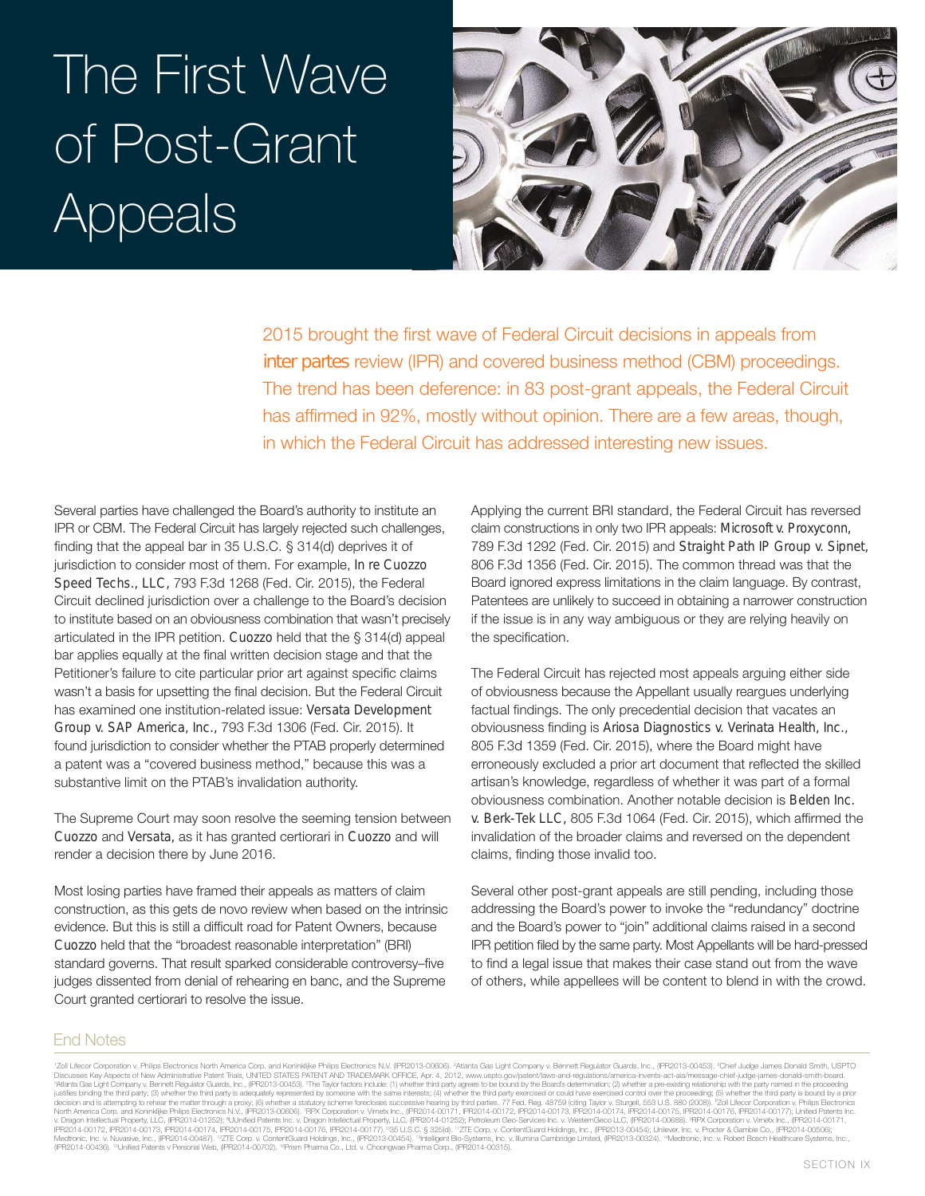# The First Wave of Post-Grant Appeals

2015 brought the first wave of Federal Circuit decisions in appeals from *inter partes* review (IPR) and covered business method (CBM) proceedings. The trend has been deference: in 83 post-grant appeals, the Federal Circuit has affirmed in 92%, mostly without opinion. There are a few areas, though, in which the Federal Circuit has addressed interesting new issues.

Several parties have challenged the Board's authority to institute an IPR or CBM. The Federal Circuit has largely rejected such challenges, finding that the appeal bar in 35 U.S.C. § 314(d) deprives it of jurisdiction to consider most of them. For example, *In re Cuozzo Speed Techs., LLC*, 793 F.3d 1268 (Fed. Cir. 2015), the Federal Circuit declined jurisdiction over a challenge to the Board's decision to institute based on an obviousness combination that wasn't precisely articulated in the IPR petition. *Cuozzo* held that the § 314(d) appeal bar applies equally at the final written decision stage and that the Petitioner's failure to cite particular prior art against specific claims wasn't a basis for upsetting the final decision. But the Federal Circuit has examined one institution-related issue: *Versata Development Group v. SAP America, Inc.*, 793 F.3d 1306 (Fed. Cir. 2015). It found jurisdiction to consider whether the PTAB properly determined a patent was a "covered business method," because this was a substantive limit on the PTAB's invalidation authority.

The Supreme Court may soon resolve the seeming tension between *Cuozzo* and *Versata*, as it has granted certiorari in *Cuozzo* and will render a decision there by June 2016.

Most losing parties have framed their appeals as matters of claim construction, as this gets de novo review when based on the intrinsic evidence. But this is still a difficult road for Patent Owners, because *Cuozzo* held that the "broadest reasonable interpretation" (BRI) standard governs. That result sparked considerable controversy–five judges dissented from denial of rehearing en banc, and the Supreme Court granted certiorari to resolve the issue.

Applying the current BRI standard, the Federal Circuit has reversed claim constructions in only two IPR appeals: *Microsoft v. Proxyconn*, 789 F.3d 1292 (Fed. Cir. 2015) and *Straight Path IP Group v. Sipnet*, 806 F.3d 1356 (Fed. Cir. 2015). The common thread was that the Board ignored express limitations in the claim language. By contrast, Patentees are unlikely to succeed in obtaining a narrower construction if the issue is in any way ambiguous or they are relying heavily on the specification.

The Federal Circuit has rejected most appeals arguing either side of obviousness because the Appellant usually reargues underlying factual findings. The only precedential decision that vacates an obviousness finding is *Ariosa Diagnostics v. Verinata Health, Inc.*, 805 F.3d 1359 (Fed. Cir. 2015), where the Board might have erroneously excluded a prior art document that reflected the skilled artisan's knowledge, regardless of whether it was part of a formal obviousness combination. Another notable decision is *Belden Inc. v. Berk-Tek LLC*, 805 F.3d 1064 (Fed. Cir. 2015), which affirmed the invalidation of the broader claims and reversed on the dependent claims, finding those invalid too.

Several other post-grant appeals are still pending, including those addressing the Board's power to invoke the "redundancy" doctrine and the Board's power to "join" additional claims raised in a second IPR petition filed by the same party. Most Appellants will be hard-pressed to find a legal issue that makes their case stand out from the wave of others, while appellees will be content to blend in with the crowd.

## End Notes

[1]Zoll Lifecor Corporation v. Philips Electronics North America Corp. and Koninklijke Philips Electronics N.V. (IPR2013-00606). [2]Atlanta Gas Light Company v. Bennett Regulator Guards, Inc., (IPR2013-00453). [3]Chief Judge James Donald Smith, USPTO Discusses Key Aspects of New Administrative Patent Trials, UNITED STATES PATENT AND TRADEMARK OFFICE, Apr. 4, 2012, www.uspto.gov/patent/laws-and-regulations/america-invents-act-aia/message-chief-judge-james-donald-smith-board. [4]Atlanta Gas Light Company v. Bennett Regulator Guards, Inc., (IPR2013-00453). [5]The Taylor factors include: (1) whether third party agrees to be bound by the Board's determination; (2) whether a pre-existing relationship with the party named in the proceeding justifies binding the third party; (3) whether the third party is adequately represented by someone with the same interests; (4) whether the third party exercised or could have exercised control over the proceeding; (5) whether the third party is bound by a prior decision and is attempting to rehear the matter through a proxy; (6) whether a statutory scheme forecloses successive hearing by third parties. 77 Fed. Reg. 48759 (citing Taylor v. Sturgell, 553 U.S. 880 (2008)). [6]Zoll Lifecor Corporation v. Philips Electronics North America Corp. and Koninklijke Philips Electronics N.V., (IPR2013-00606). [7]RPX Corporation v. Vimetx Inc., (IPR2014-00171, IPR2014-00172, IPR2014-00173, IPR2014-00174, IPR2014-00175, IPR2014-00176, IPR2014-00177); Unified Patents Inc. v. Dragon Intellectual Property, LLC, (IPR2014-01252); [8]UUnified Patents Inc. v. Dragon Intellectual Property, LLC, (IPR2014-01252); Petroleum Geo-Services Inc. v. WesternGeco LLC, (IPR2014-00688). [9]RPX Corporation v. Vimetx Inc., (IPR2014-00171, IPR2014-00172, IPR2014-00173, IPR2014-00174, IPR2014-00175, IPR2014-00176, IPR2014-00177). [10]35 U.S.C. § 325(d). [11]ZTE Corp. v. ContentGuard Holdings, Inc., (IPR2013-00454); Unilever, Inc. v. Procter & Gamble Co., (IPR2014-00506); Medtronic, Inc. v. Nuvasive, Inc., (IPR2014-00487). [12]ZTE Corp. v. ContentGuard Holdings, Inc., (IPR2013-00454). [13]Intelligent Bio-Systems, Inc. v. Illumina Cambridge Limited, (IPR2013-00324). [14]Medtronic, Inc. v. Robert Bosch Healthcare Systems, Inc., (IPR2014-00436). [15]Unified Patents v. Personal Web, (IPR2014-00702). [16]Prism Pharma Co., Ltd. v. Choongwae Pharma Corp., (IPR2014-00315).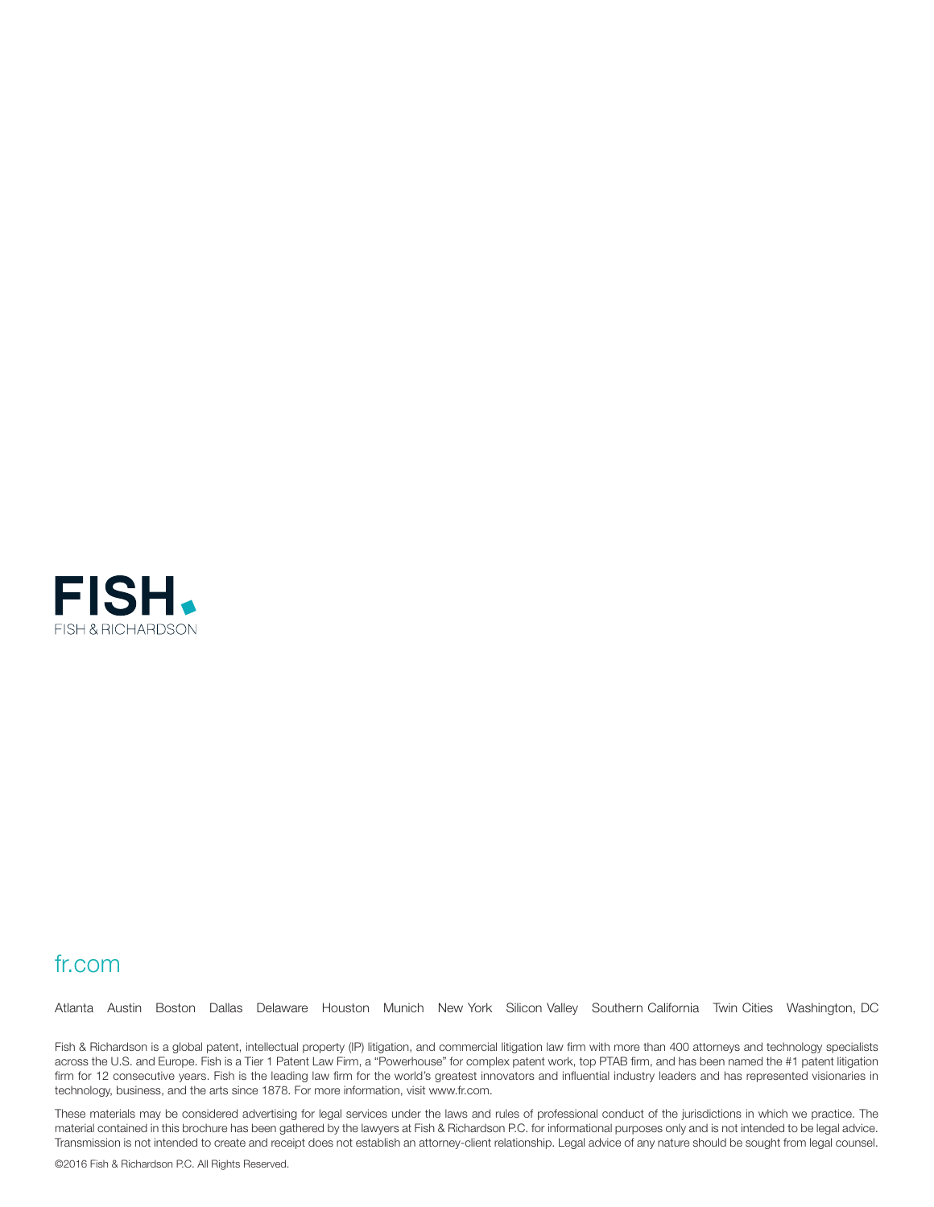FISH.

FISH & RICHARDSON

fr.com

Atlanta Austin Boston Dallas Delaware Houston Munich New York Silicon Valley Southern California Twin Cities Washington, DC

Fish & Richardson is a global patent, intellectual property (IP) litigation, and commercial litigation law firm with more than 400 attorneys and technology specialists across the U.S. and Europe. Fish is a Tier 1 Patent Law Firm, a "Powerhouse" for complex patent work, top PTAB firm, and has been named the #1 patent litigation firm for 12 consecutive years. Fish is the leading law firm for the world's greatest innovators and influential industry leaders and has represented visionaries in technology, business, and the arts since 1878. For more information, visit www.fr.com.

These materials may be considered advertising for legal services under the laws and rules of professional conduct of the jurisdictions in which we practice. The material contained in this brochure has been gathered by the lawyers at Fish & Richardson P.C. for informational purposes only and is not intended to be legal advice. Transmission is not intended to create and receipt does not establish an attorney-client relationship. Legal advice of any nature should be sought from legal counsel.

©2016 Fish & Richardson P.C. All Rights Reserved.